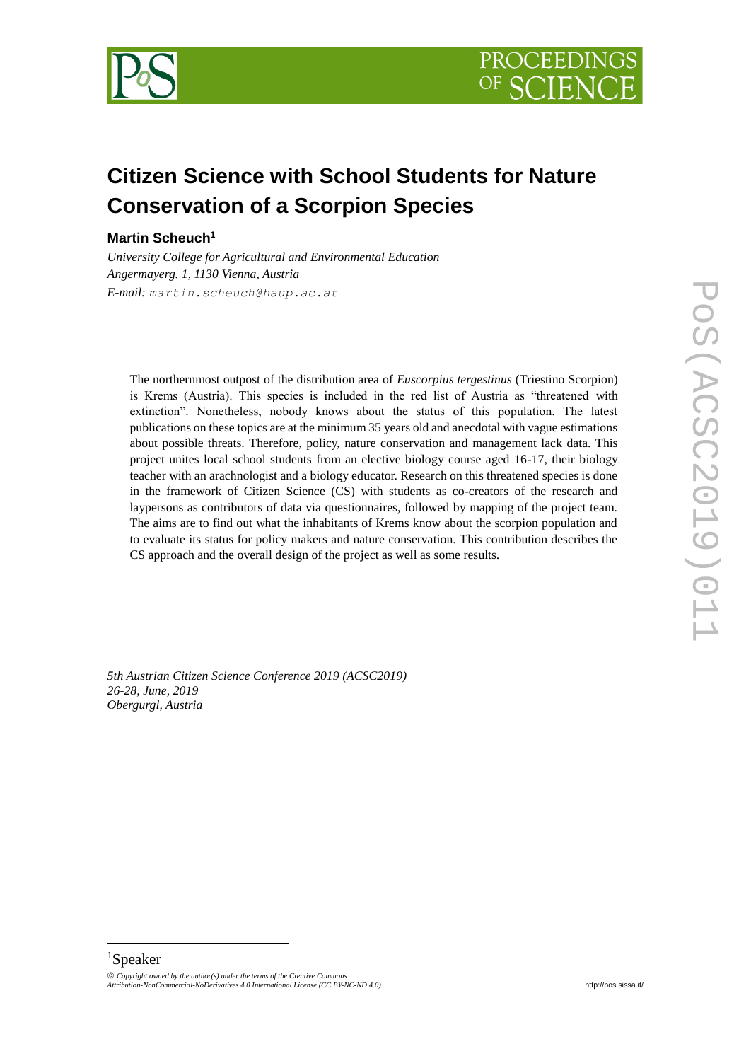# Citizen Science with School Students for Nature Conservation of a Scorpion Species

**Martin Scheuch**[1]

*University College for Agricultural and Environmental Education*
*Angermayerg. 1, 1130 Vienna, Austria*
*E-mail:* martin.scheuch@haup.ac.at

The northernmost outpost of the distribution area of *Euscorpius tergestinus* (Triestino Scorpion) is Krems (Austria). This species is included in the red list of Austria as "threatened with extinction". Nonetheless, nobody knows about the status of this population. The latest publications on these topics are at the minimum 35 years old and anecdotal with vague estimations about possible threats. Therefore, policy, nature conservation and management lack data. This project unites local school students from an elective biology course aged 16-17, their biology teacher with an arachnologist and a biology educator. Research on this threatened species is done in the framework of Citizen Science (CS) with students as co-creators of the research and laypersons as contributors of data via questionnaires, followed by mapping of the project team. The aims are to find out what the inhabitants of Krems know about the scorpion population and to evaluate its status for policy makers and nature conservation. This contribution describes the CS approach and the overall design of the project as well as some results.

*5th Austrian Citizen Science Conference 2019 (ACSC2019)*
*26-28, June, 2019*
*Obergurgl, Austria*

---

[1] Speaker

© *Copyright owned by the author(s) under the terms of the Creative Commons Attribution-NonCommercial-NoDerivatives 4.0 International License (CC BY-NC-ND 4.0).*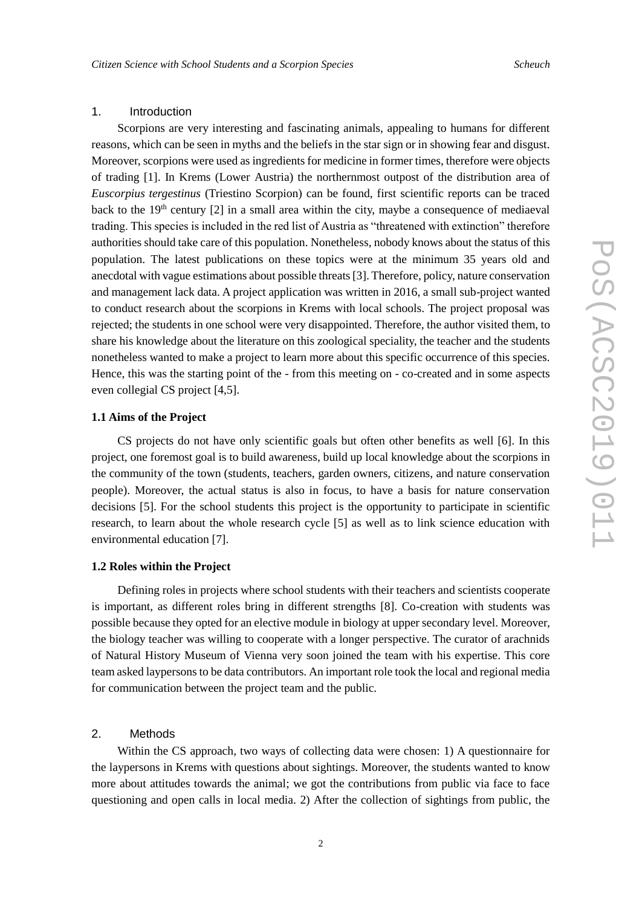## 1. Introduction

Scorpions are very interesting and fascinating animals, appealing to humans for different reasons, which can be seen in myths and the beliefs in the star sign or in showing fear and disgust. Moreover, scorpions were used as ingredients for medicine in former times, therefore were objects of trading [1]. In Krems (Lower Austria) the northernmost outpost of the distribution area of *Euscorpius tergestinus* (Triestino Scorpion) can be found, first scientific reports can be traced back to the 19th century [2] in a small area within the city, maybe a consequence of mediaeval trading. This species is included in the red list of Austria as "threatened with extinction" therefore authorities should take care of this population. Nonetheless, nobody knows about the status of this population. The latest publications on these topics were at the minimum 35 years old and anecdotal with vague estimations about possible threats [3]. Therefore, policy, nature conservation and management lack data. A project application was written in 2016, a small sub-project wanted to conduct research about the scorpions in Krems with local schools. The project proposal was rejected; the students in one school were very disappointed. Therefore, the author visited them, to share his knowledge about the literature on this zoological speciality, the teacher and the students nonetheless wanted to make a project to learn more about this specific occurrence of this species. Hence, this was the starting point of the - from this meeting on - co-created and in some aspects even collegial CS project [4,5].

### 1.1 Aims of the Project

CS projects do not have only scientific goals but often other benefits as well [6]. In this project, one foremost goal is to build awareness, build up local knowledge about the scorpions in the community of the town (students, teachers, garden owners, citizens, and nature conservation people). Moreover, the actual status is also in focus, to have a basis for nature conservation decisions [5]. For the school students this project is the opportunity to participate in scientific research, to learn about the whole research cycle [5] as well as to link science education with environmental education [7].

### 1.2 Roles within the Project

Defining roles in projects where school students with their teachers and scientists cooperate is important, as different roles bring in different strengths [8]. Co-creation with students was possible because they opted for an elective module in biology at upper secondary level. Moreover, the biology teacher was willing to cooperate with a longer perspective. The curator of arachnids of Natural History Museum of Vienna very soon joined the team with his expertise. This core team asked laypersons to be data contributors. An important role took the local and regional media for communication between the project team and the public.

## 2. Methods

Within the CS approach, two ways of collecting data were chosen: 1) A questionnaire for the laypersons in Krems with questions about sightings. Moreover, the students wanted to know more about attitudes towards the animal; we got the contributions from public via face to face questioning and open calls in local media. 2) After the collection of sightings from public, the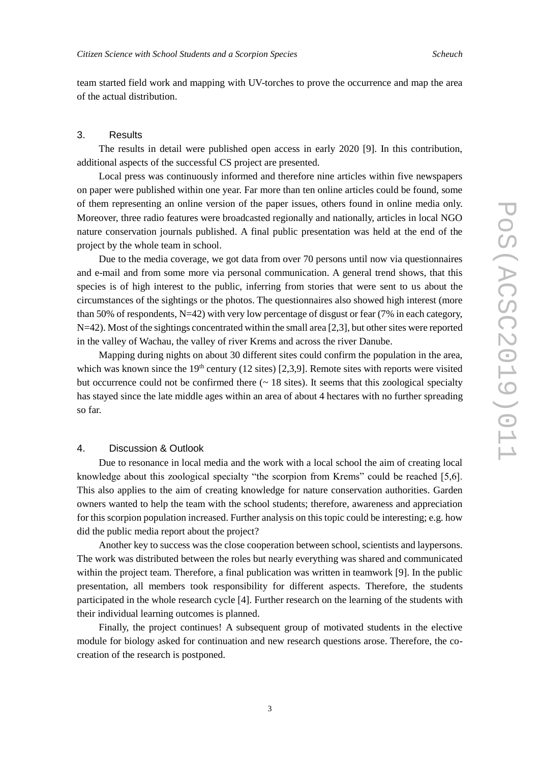team started field work and mapping with UV-torches to prove the occurrence and map the area of the actual distribution.

## 3. Results

The results in detail were published open access in early 2020 [9]. In this contribution, additional aspects of the successful CS project are presented.

Local press was continuously informed and therefore nine articles within five newspapers on paper were published within one year. Far more than ten online articles could be found, some of them representing an online version of the paper issues, others found in online media only. Moreover, three radio features were broadcasted regionally and nationally, articles in local NGO nature conservation journals published. A final public presentation was held at the end of the project by the whole team in school.

Due to the media coverage, we got data from over 70 persons until now via questionnaires and e-mail and from some more via personal communication. A general trend shows, that this species is of high interest to the public, inferring from stories that were sent to us about the circumstances of the sightings or the photos. The questionnaires also showed high interest (more than 50% of respondents, N=42) with very low percentage of disgust or fear (7% in each category, N=42). Most of the sightings concentrated within the small area [2,3], but other sites were reported in the valley of Wachau, the valley of river Krems and across the river Danube.

Mapping during nights on about 30 different sites could confirm the population in the area, which was known since the 19th century (12 sites) [2,3,9]. Remote sites with reports were visited but occurrence could not be confirmed there (~ 18 sites). It seems that this zoological specialty has stayed since the late middle ages within an area of about 4 hectares with no further spreading so far.

## 4. Discussion & Outlook

Due to resonance in local media and the work with a local school the aim of creating local knowledge about this zoological specialty "the scorpion from Krems" could be reached [5,6]. This also applies to the aim of creating knowledge for nature conservation authorities. Garden owners wanted to help the team with the school students; therefore, awareness and appreciation for this scorpion population increased. Further analysis on this topic could be interesting; e.g. how did the public media report about the project?

Another key to success was the close cooperation between school, scientists and laypersons. The work was distributed between the roles but nearly everything was shared and communicated within the project team. Therefore, a final publication was written in teamwork [9]. In the public presentation, all members took responsibility for different aspects. Therefore, the students participated in the whole research cycle [4]. Further research on the learning of the students with their individual learning outcomes is planned.

Finally, the project continues! A subsequent group of motivated students in the elective module for biology asked for continuation and new research questions arose. Therefore, the co-creation of the research is postponed.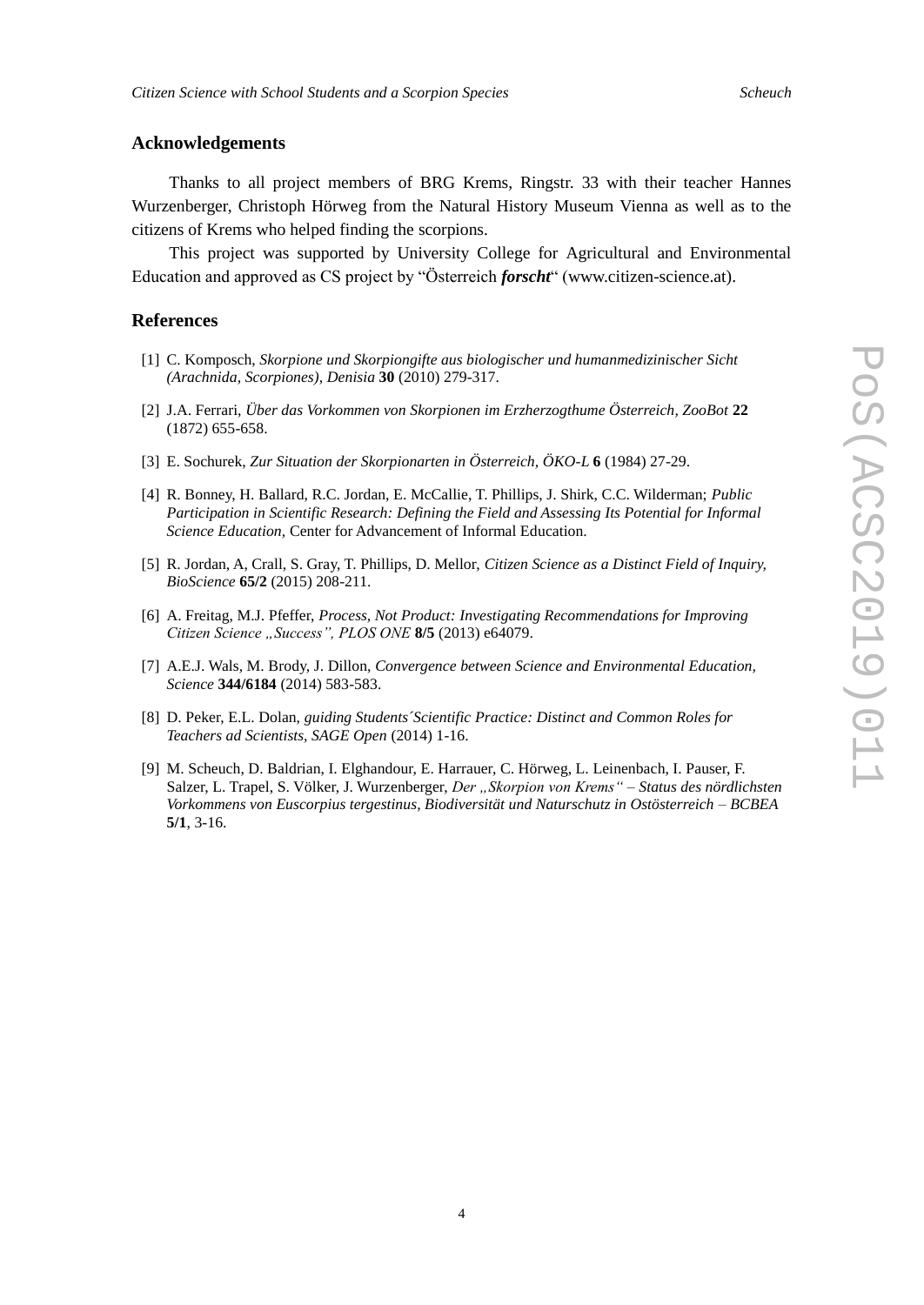## Acknowledgements

Thanks to all project members of BRG Krems, Ringstr. 33 with their teacher Hannes Wurzenberger, Christoph Hörweg from the Natural History Museum Vienna as well as to the citizens of Krems who helped finding the scorpions.

This project was supported by University College for Agricultural and Environmental Education and approved as CS project by "Österreich ***forscht***" (www.citizen-science.at).

## References

[1] C. Komposch, *Skorpione und Skorpiongifte aus biologischer und humanmedizinischer Sicht (Arachnida, Scorpiones), Denisia* **30** (2010) 279-317.

[2] J.A. Ferrari, *Über das Vorkommen von Skorpionen im Erzherzogthume Österreich, ZooBot* **22** (1872) 655-658.

[3] E. Sochurek, *Zur Situation der Skorpionarten in Österreich, ÖKO-L* **6** (1984) 27-29.

[4] R. Bonney, H. Ballard, R.C. Jordan, E. McCallie, T. Phillips, J. Shirk, C.C. Wilderman; *Public Participation in Scientific Research: Defining the Field and Assessing Its Potential for Informal Science Education,* Center for Advancement of Informal Education.

[5] R. Jordan, A, Crall, S. Gray, T. Phillips, D. Mellor, *Citizen Science as a Distinct Field of Inquiry, BioScience* **65/2** (2015) 208-211.

[6] A. Freitag, M.J. Pfeffer, *Process, Not Product: Investigating Recommendations for Improving Citizen Science „Success", PLOS ONE* **8/5** (2013) e64079.

[7] A.E.J. Wals, M. Brody, J. Dillon, *Convergence between Science and Environmental Education, Science* **344/6184** (2014) 583-583.

[8] D. Peker, E.L. Dolan, *guiding Students´Scientific Practice: Distinct and Common Roles for Teachers ad Scientists, SAGE Open* (2014) 1-16.

[9] M. Scheuch, D. Baldrian, I. Elghandour, E. Harrauer, C. Hörweg, L. Leinenbach, I. Pauser, F. Salzer, L. Trapel, S. Völker, J. Wurzenberger, *Der „Skorpion von Krems" – Status des nördlichsten Vorkommens von Euscorpius tergestinus, Biodiversität und Naturschutz in Ostösterreich – BCBEA* **5/1**, 3-16.